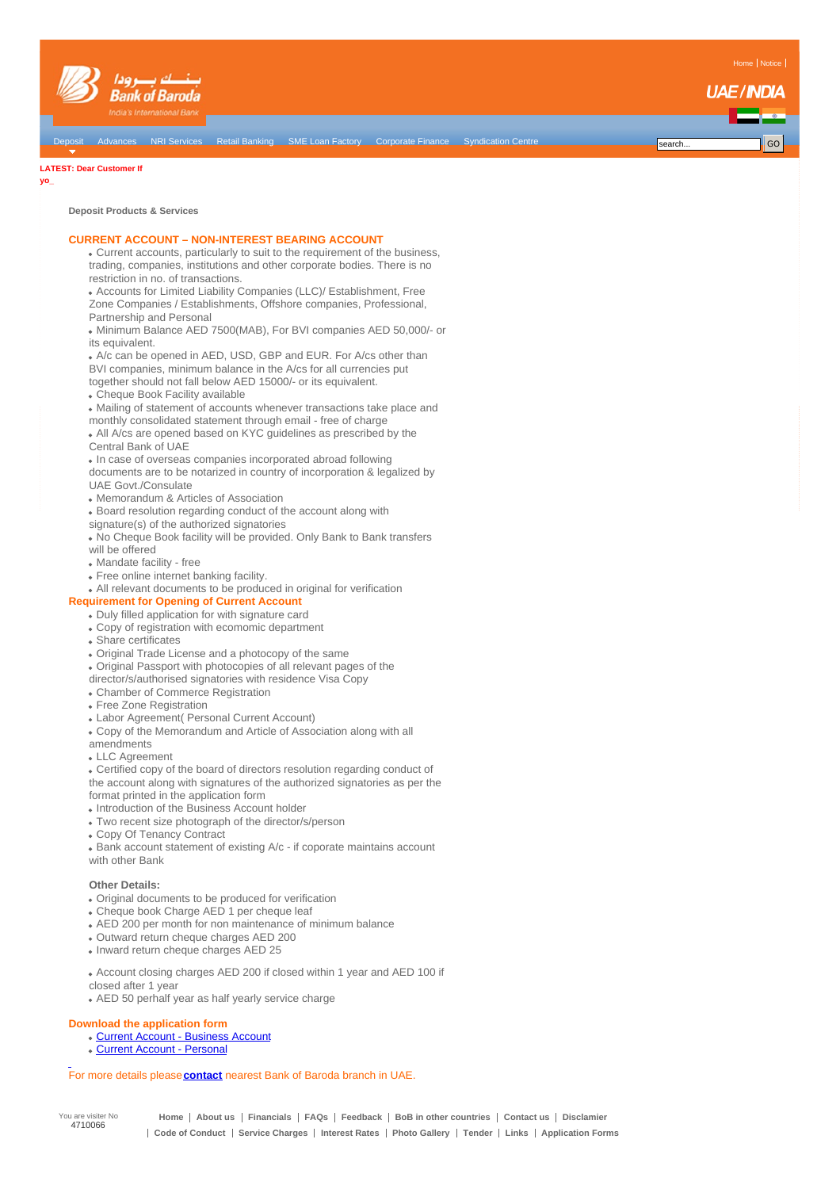Home | Notice |

Bank of Baroda
India's International Bank

UAE / INDIA

Deposit | Advances | NRI Services | Retail Banking | SME Loan Factory | Corporate Finance | Syndication Centre

search... GO

**LATEST: Dear Customer If yo_**

**Deposit Products & Services**

## CURRENT ACCOUNT – NON-INTEREST BEARING ACCOUNT

- Current accounts, particularly to suit to the requirement of the business, trading, companies, institutions and other corporate bodies. There is no restriction in no. of transactions.
- Accounts for Limited Liability Companies (LLC)/ Establishment, Free Zone Companies / Establishments, Offshore companies, Professional, Partnership and Personal
- Minimum Balance AED 7500(MAB), For BVI companies AED 50,000/- or its equivalent.
- A/c can be opened in AED, USD, GBP and EUR. For A/cs other than BVI companies, minimum balance in the A/cs for all currencies put together should not fall below AED 15000/- or its equivalent.
- Cheque Book Facility available
- Mailing of statement of accounts whenever transactions take place and monthly consolidated statement through email - free of charge
- All A/cs are opened based on KYC guidelines as prescribed by the Central Bank of UAE
- In case of overseas companies incorporated abroad following documents are to be notarized in country of incorporation & legalized by UAE Govt./Consulate
- Memorandum & Articles of Association
- Board resolution regarding conduct of the account along with signature(s) of the authorized signatories
- No Cheque Book facility will be provided. Only Bank to Bank transfers will be offered
- Mandate facility - free
- Free online internet banking facility.
- All relevant documents to be produced in original for verification

### Requirement for Opening of Current Account

- Duly filled application for with signature card
- Copy of registration with ecomomic department
- Share certificates
- Original Trade License and a photocopy of the same
- Original Passport with photocopies of all relevant pages of the director/s/authorised signatories with residence Visa Copy
- Chamber of Commerce Registration
- Free Zone Registration
- Labor Agreement( Personal Current Account)
- Copy of the Memorandum and Article of Association along with all amendments
- LLC Agreement
- Certified copy of the board of directors resolution regarding conduct of the account along with signatures of the authorized signatories as per the format printed in the application form
- Introduction of the Business Account holder
- Two recent size photograph of the director/s/person
- Copy Of Tenancy Contract
- Bank account statement of existing A/c - if coporate maintains account with other Bank

**Other Details:**

- Original documents to be produced for verification
- Cheque book Charge AED 1 per cheque leaf
- AED 200 per month for non maintenance of minimum balance
- Outward return cheque charges AED 200
- Inward return cheque charges AED 25
- Account closing charges AED 200 if closed within 1 year and AED 100 if closed after 1 year
- AED 50 perhalf year as half yearly service charge

### Download the application form

- Current Account - Business Account
- Current Account - Personal

For more details please **contact** nearest Bank of Baroda branch in UAE.

You are visiter No 4710066

Home | About us | Financials | FAQs | Feedback | BoB in other countries | Contact us | Disclamier | Code of Conduct | Service Charges | Interest Rates | Photo Gallery | Tender | Links | Application Forms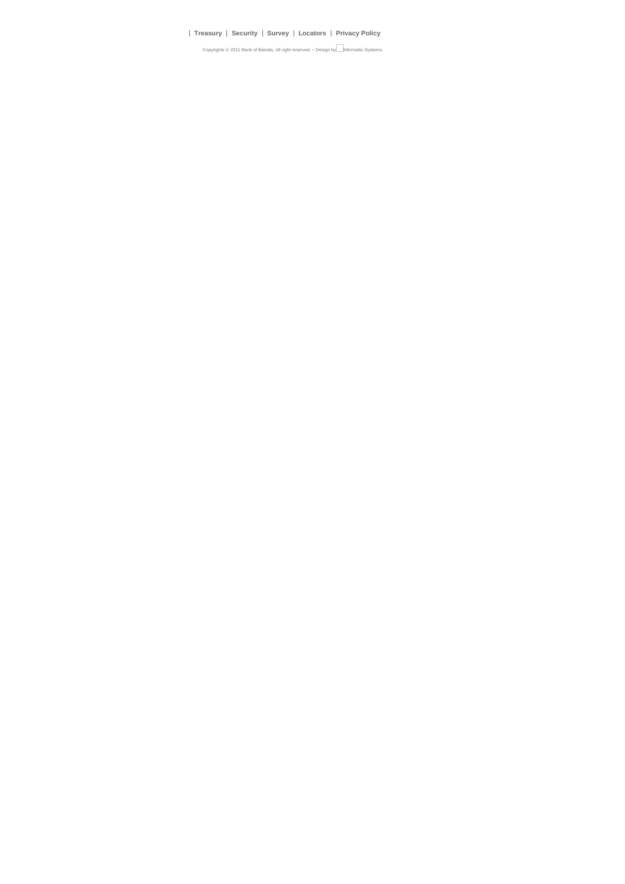| **Treasury** | **Security** | **Survey** | **Locators** | **Privacy Policy**

Copyrights © 2011 Bank of Baroda, All right reserved. ~ Design by Informatic Systems.